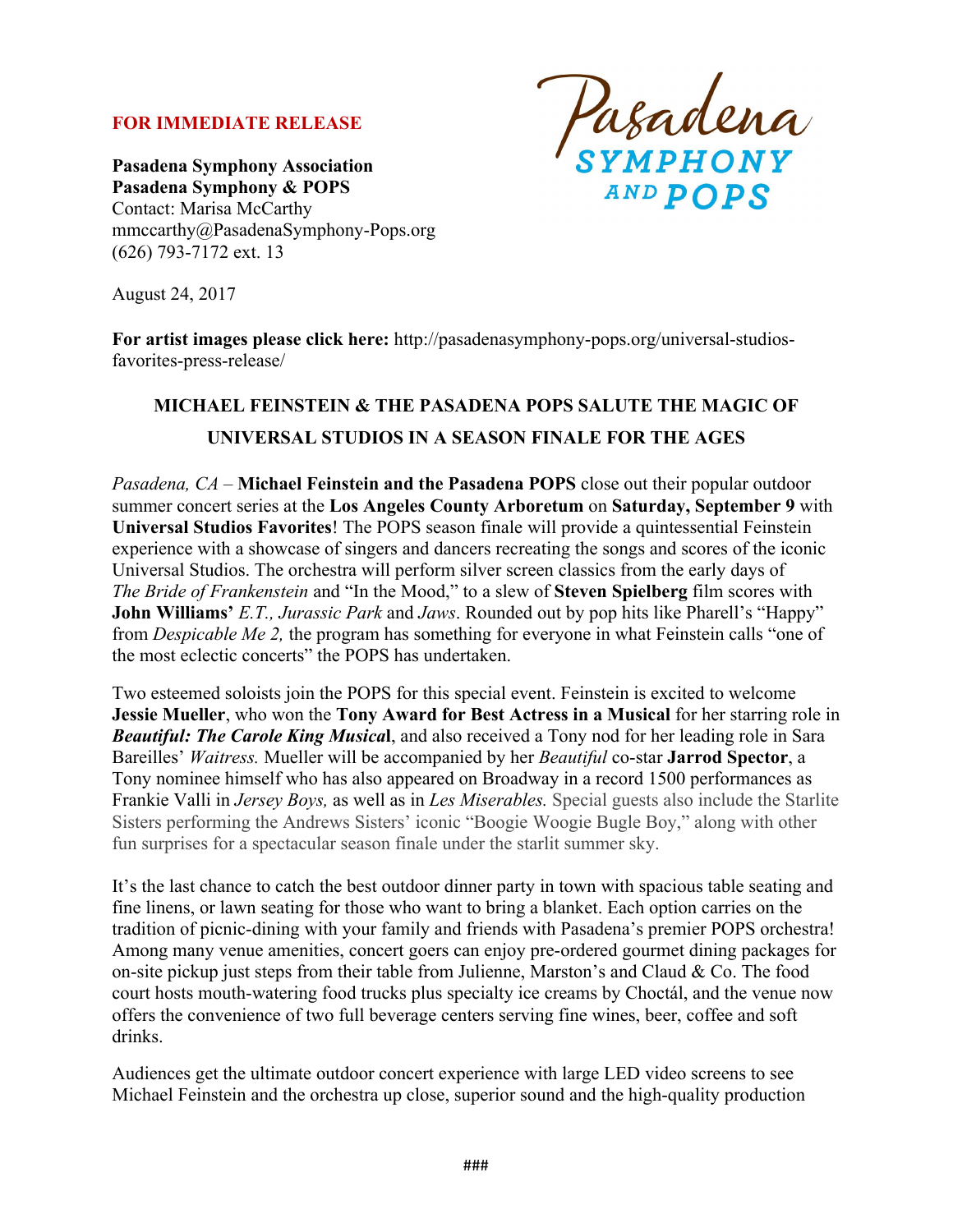**FOR IMMEDIATE RELEASE**

**Pasadena Symphony Association**
**Pasadena Symphony & POPS**
Contact: Marisa McCarthy
mmccarthy@PasadenaSymphony-Pops.org
(626) 793-7172 ext. 13

Pasadena SYMPHONY AND POPS

August 24, 2017

**For artist images please click here:** http://pasadenasymphony-pops.org/universal-studios-favorites-press-release/

## MICHAEL FEINSTEIN & THE PASADENA POPS SALUTE THE MAGIC OF UNIVERSAL STUDIOS IN A SEASON FINALE FOR THE AGES

*Pasadena, CA* – **Michael Feinstein and the Pasadena POPS** close out their popular outdoor summer concert series at the **Los Angeles County Arboretum** on **Saturday, September 9** with **Universal Studios Favorites**! The POPS season finale will provide a quintessential Feinstein experience with a showcase of singers and dancers recreating the songs and scores of the iconic Universal Studios. The orchestra will perform silver screen classics from the early days of *The Bride of Frankenstein* and "In the Mood," to a slew of **Steven Spielberg** film scores with **John Williams'** *E.T., Jurassic Park* and *Jaws*. Rounded out by pop hits like Pharell's "Happy" from *Despicable Me 2,* the program has something for everyone in what Feinstein calls "one of the most eclectic concerts" the POPS has undertaken.

Two esteemed soloists join the POPS for this special event. Feinstein is excited to welcome **Jessie Mueller**, who won the **Tony Award for Best Actress in a Musical** for her starring role in ***Beautiful: The Carole King Musical***, and also received a Tony nod for her leading role in Sara Bareilles' *Waitress.* Mueller will be accompanied by her *Beautiful* co-star **Jarrod Spector**, a Tony nominee himself who has also appeared on Broadway in a record 1500 performances as Frankie Valli in *Jersey Boys,* as well as in *Les Miserables.* Special guests also include the Starlite Sisters performing the Andrews Sisters' iconic "Boogie Woogie Bugle Boy," along with other fun surprises for a spectacular season finale under the starlit summer sky.

It's the last chance to catch the best outdoor dinner party in town with spacious table seating and fine linens, or lawn seating for those who want to bring a blanket. Each option carries on the tradition of picnic-dining with your family and friends with Pasadena's premier POPS orchestra! Among many venue amenities, concert goers can enjoy pre-ordered gourmet dining packages for on-site pickup just steps from their table from Julienne, Marston's and Claud & Co. The food court hosts mouth-watering food trucks plus specialty ice creams by Choctál, and the venue now offers the convenience of two full beverage centers serving fine wines, beer, coffee and soft drinks.

Audiences get the ultimate outdoor concert experience with large LED video screens to see Michael Feinstein and the orchestra up close, superior sound and the high-quality production

###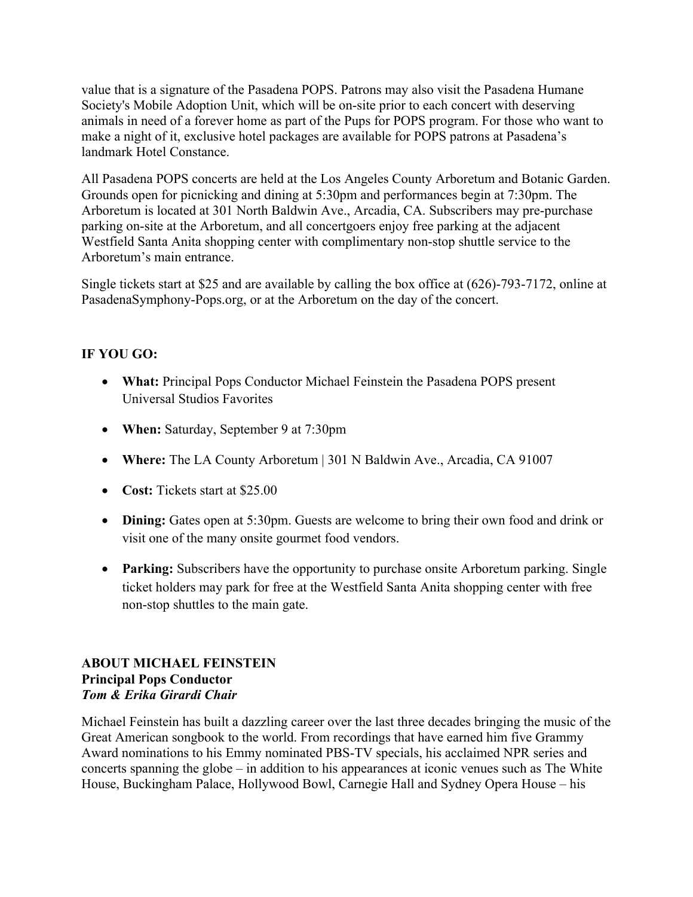value that is a signature of the Pasadena POPS. Patrons may also visit the Pasadena Humane Society's Mobile Adoption Unit, which will be on-site prior to each concert with deserving animals in need of a forever home as part of the Pups for POPS program. For those who want to make a night of it, exclusive hotel packages are available for POPS patrons at Pasadena's landmark Hotel Constance.

All Pasadena POPS concerts are held at the Los Angeles County Arboretum and Botanic Garden. Grounds open for picnicking and dining at 5:30pm and performances begin at 7:30pm. The Arboretum is located at 301 North Baldwin Ave., Arcadia, CA. Subscribers may pre-purchase parking on-site at the Arboretum, and all concertgoers enjoy free parking at the adjacent Westfield Santa Anita shopping center with complimentary non-stop shuttle service to the Arboretum's main entrance.

Single tickets start at $25 and are available by calling the box office at (626)-793-7172, online at PasadenaSymphony-Pops.org, or at the Arboretum on the day of the concert.

**IF YOU GO:**

- **What:** Principal Pops Conductor Michael Feinstein the Pasadena POPS present Universal Studios Favorites
- **When:** Saturday, September 9 at 7:30pm
- **Where:** The LA County Arboretum | 301 N Baldwin Ave., Arcadia, CA 91007
- **Cost:** Tickets start at $25.00
- **Dining:** Gates open at 5:30pm. Guests are welcome to bring their own food and drink or visit one of the many onsite gourmet food vendors.
- **Parking:** Subscribers have the opportunity to purchase onsite Arboretum parking. Single ticket holders may park for free at the Westfield Santa Anita shopping center with free non-stop shuttles to the main gate.

**ABOUT MICHAEL FEINSTEIN**
**Principal Pops Conductor**
***Tom & Erika Girardi Chair***

Michael Feinstein has built a dazzling career over the last three decades bringing the music of the Great American songbook to the world. From recordings that have earned him five Grammy Award nominations to his Emmy nominated PBS-TV specials, his acclaimed NPR series and concerts spanning the globe – in addition to his appearances at iconic venues such as The White House, Buckingham Palace, Hollywood Bowl, Carnegie Hall and Sydney Opera House – his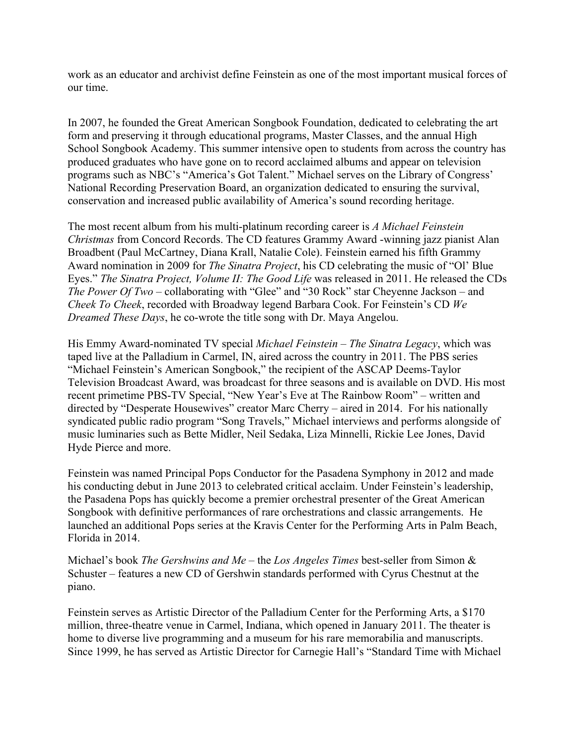work as an educator and archivist define Feinstein as one of the most important musical forces of our time.

In 2007, he founded the Great American Songbook Foundation, dedicated to celebrating the art form and preserving it through educational programs, Master Classes, and the annual High School Songbook Academy. This summer intensive open to students from across the country has produced graduates who have gone on to record acclaimed albums and appear on television programs such as NBC's "America's Got Talent." Michael serves on the Library of Congress' National Recording Preservation Board, an organization dedicated to ensuring the survival, conservation and increased public availability of America's sound recording heritage.

The most recent album from his multi-platinum recording career is *A Michael Feinstein Christmas* from Concord Records. The CD features Grammy Award -winning jazz pianist Alan Broadbent (Paul McCartney, Diana Krall, Natalie Cole). Feinstein earned his fifth Grammy Award nomination in 2009 for *The Sinatra Project*, his CD celebrating the music of "Ol' Blue Eyes." *The Sinatra Project, Volume II: The Good Life* was released in 2011. He released the CDs *The Power Of Two* – collaborating with "Glee" and "30 Rock" star Cheyenne Jackson – and *Cheek To Cheek*, recorded with Broadway legend Barbara Cook. For Feinstein's CD *We Dreamed These Days*, he co-wrote the title song with Dr. Maya Angelou.

His Emmy Award-nominated TV special *Michael Feinstein – The Sinatra Legacy*, which was taped live at the Palladium in Carmel, IN, aired across the country in 2011. The PBS series "Michael Feinstein's American Songbook," the recipient of the ASCAP Deems-Taylor Television Broadcast Award, was broadcast for three seasons and is available on DVD. His most recent primetime PBS-TV Special, "New Year's Eve at The Rainbow Room" – written and directed by "Desperate Housewives" creator Marc Cherry – aired in 2014. For his nationally syndicated public radio program "Song Travels," Michael interviews and performs alongside of music luminaries such as Bette Midler, Neil Sedaka, Liza Minnelli, Rickie Lee Jones, David Hyde Pierce and more.

Feinstein was named Principal Pops Conductor for the Pasadena Symphony in 2012 and made his conducting debut in June 2013 to celebrated critical acclaim. Under Feinstein's leadership, the Pasadena Pops has quickly become a premier orchestral presenter of the Great American Songbook with definitive performances of rare orchestrations and classic arrangements. He launched an additional Pops series at the Kravis Center for the Performing Arts in Palm Beach, Florida in 2014.

Michael's book *The Gershwins and Me* – the *Los Angeles Times* best-seller from Simon & Schuster – features a new CD of Gershwin standards performed with Cyrus Chestnut at the piano.

Feinstein serves as Artistic Director of the Palladium Center for the Performing Arts, a $170 million, three-theatre venue in Carmel, Indiana, which opened in January 2011. The theater is home to diverse live programming and a museum for his rare memorabilia and manuscripts. Since 1999, he has served as Artistic Director for Carnegie Hall's "Standard Time with Michael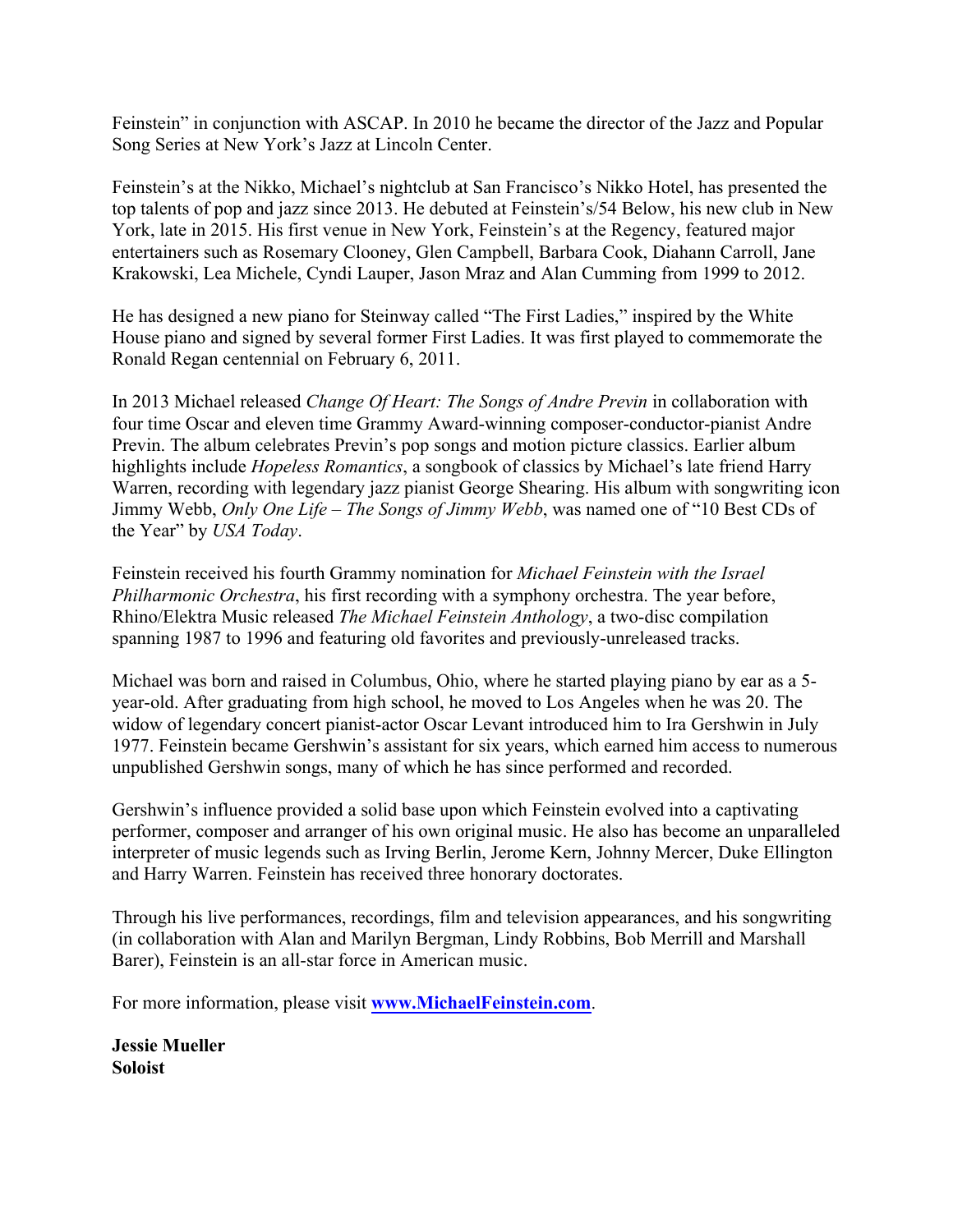Feinstein" in conjunction with ASCAP. In 2010 he became the director of the Jazz and Popular Song Series at New York's Jazz at Lincoln Center.

Feinstein's at the Nikko, Michael's nightclub at San Francisco's Nikko Hotel, has presented the top talents of pop and jazz since 2013. He debuted at Feinstein's/54 Below, his new club in New York, late in 2015. His first venue in New York, Feinstein's at the Regency, featured major entertainers such as Rosemary Clooney, Glen Campbell, Barbara Cook, Diahann Carroll, Jane Krakowski, Lea Michele, Cyndi Lauper, Jason Mraz and Alan Cumming from 1999 to 2012.

He has designed a new piano for Steinway called "The First Ladies," inspired by the White House piano and signed by several former First Ladies. It was first played to commemorate the Ronald Regan centennial on February 6, 2011.

In 2013 Michael released *Change Of Heart: The Songs of Andre Previn* in collaboration with four time Oscar and eleven time Grammy Award-winning composer-conductor-pianist Andre Previn. The album celebrates Previn's pop songs and motion picture classics. Earlier album highlights include *Hopeless Romantics*, a songbook of classics by Michael's late friend Harry Warren, recording with legendary jazz pianist George Shearing. His album with songwriting icon Jimmy Webb, *Only One Life – The Songs of Jimmy Webb*, was named one of "10 Best CDs of the Year" by *USA Today*.

Feinstein received his fourth Grammy nomination for *Michael Feinstein with the Israel Philharmonic Orchestra*, his first recording with a symphony orchestra. The year before, Rhino/Elektra Music released *The Michael Feinstein Anthology*, a two-disc compilation spanning 1987 to 1996 and featuring old favorites and previously-unreleased tracks.

Michael was born and raised in Columbus, Ohio, where he started playing piano by ear as a 5-year-old. After graduating from high school, he moved to Los Angeles when he was 20. The widow of legendary concert pianist-actor Oscar Levant introduced him to Ira Gershwin in July 1977. Feinstein became Gershwin's assistant for six years, which earned him access to numerous unpublished Gershwin songs, many of which he has since performed and recorded.

Gershwin's influence provided a solid base upon which Feinstein evolved into a captivating performer, composer and arranger of his own original music. He also has become an unparalleled interpreter of music legends such as Irving Berlin, Jerome Kern, Johnny Mercer, Duke Ellington and Harry Warren. Feinstein has received three honorary doctorates.

Through his live performances, recordings, film and television appearances, and his songwriting (in collaboration with Alan and Marilyn Bergman, Lindy Robbins, Bob Merrill and Marshall Barer), Feinstein is an all-star force in American music.

For more information, please visit **www.MichaelFeinstein.com**.

**Jessie Mueller**
**Soloist**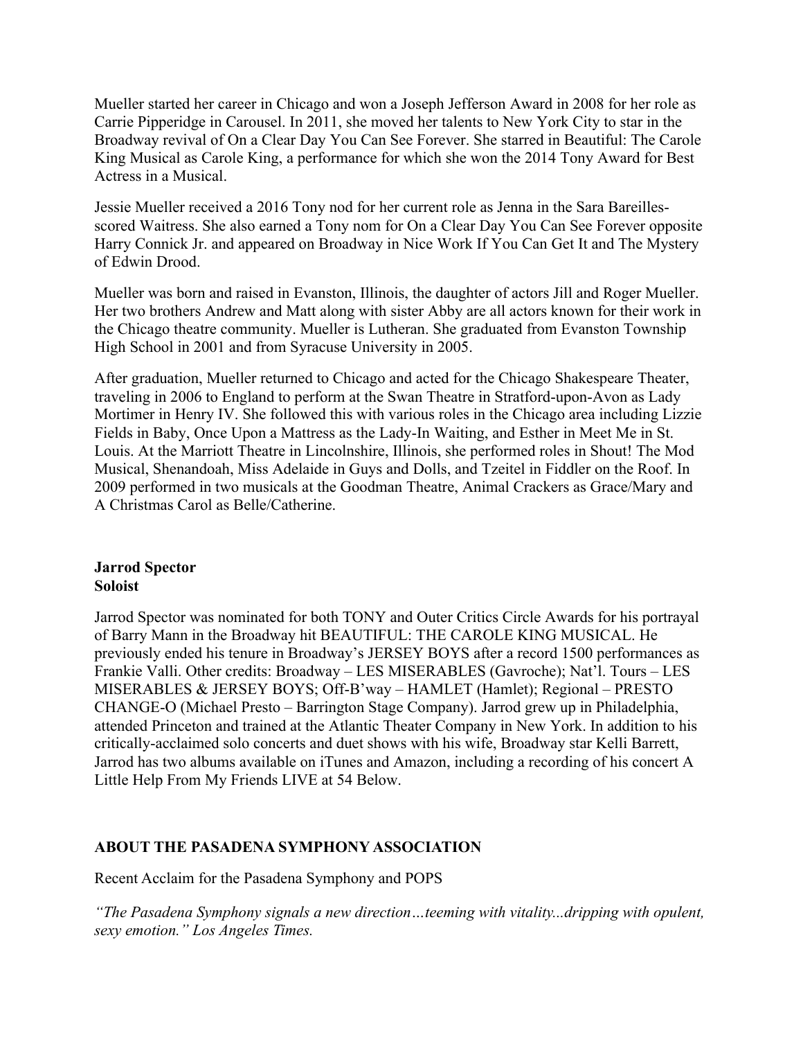Mueller started her career in Chicago and won a Joseph Jefferson Award in 2008 for her role as Carrie Pipperidge in Carousel. In 2011, she moved her talents to New York City to star in the Broadway revival of On a Clear Day You Can See Forever. She starred in Beautiful: The Carole King Musical as Carole King, a performance for which she won the 2014 Tony Award for Best Actress in a Musical.

Jessie Mueller received a 2016 Tony nod for her current role as Jenna in the Sara Bareilles-scored Waitress. She also earned a Tony nom for On a Clear Day You Can See Forever opposite Harry Connick Jr. and appeared on Broadway in Nice Work If You Can Get It and The Mystery of Edwin Drood.

Mueller was born and raised in Evanston, Illinois, the daughter of actors Jill and Roger Mueller. Her two brothers Andrew and Matt along with sister Abby are all actors known for their work in the Chicago theatre community. Mueller is Lutheran. She graduated from Evanston Township High School in 2001 and from Syracuse University in 2005.

After graduation, Mueller returned to Chicago and acted for the Chicago Shakespeare Theater, traveling in 2006 to England to perform at the Swan Theatre in Stratford-upon-Avon as Lady Mortimer in Henry IV. She followed this with various roles in the Chicago area including Lizzie Fields in Baby, Once Upon a Mattress as the Lady-In Waiting, and Esther in Meet Me in St. Louis. At the Marriott Theatre in Lincolnshire, Illinois, she performed roles in Shout! The Mod Musical, Shenandoah, Miss Adelaide in Guys and Dolls, and Tzeitel in Fiddler on the Roof. In 2009 performed in two musicals at the Goodman Theatre, Animal Crackers as Grace/Mary and A Christmas Carol as Belle/Catherine.

**Jarrod Spector**
**Soloist**

Jarrod Spector was nominated for both TONY and Outer Critics Circle Awards for his portrayal of Barry Mann in the Broadway hit BEAUTIFUL: THE CAROLE KING MUSICAL. He previously ended his tenure in Broadway's JERSEY BOYS after a record 1500 performances as Frankie Valli. Other credits: Broadway – LES MISERABLES (Gavroche); Nat'l. Tours – LES MISERABLES & JERSEY BOYS; Off-B'way – HAMLET (Hamlet); Regional – PRESTO CHANGE-O (Michael Presto – Barrington Stage Company). Jarrod grew up in Philadelphia, attended Princeton and trained at the Atlantic Theater Company in New York. In addition to his critically-acclaimed solo concerts and duet shows with his wife, Broadway star Kelli Barrett, Jarrod has two albums available on iTunes and Amazon, including a recording of his concert A Little Help From My Friends LIVE at 54 Below.

## ABOUT THE PASADENA SYMPHONY ASSOCIATION

Recent Acclaim for the Pasadena Symphony and POPS

*"The Pasadena Symphony signals a new direction…teeming with vitality...dripping with opulent, sexy emotion." Los Angeles Times.*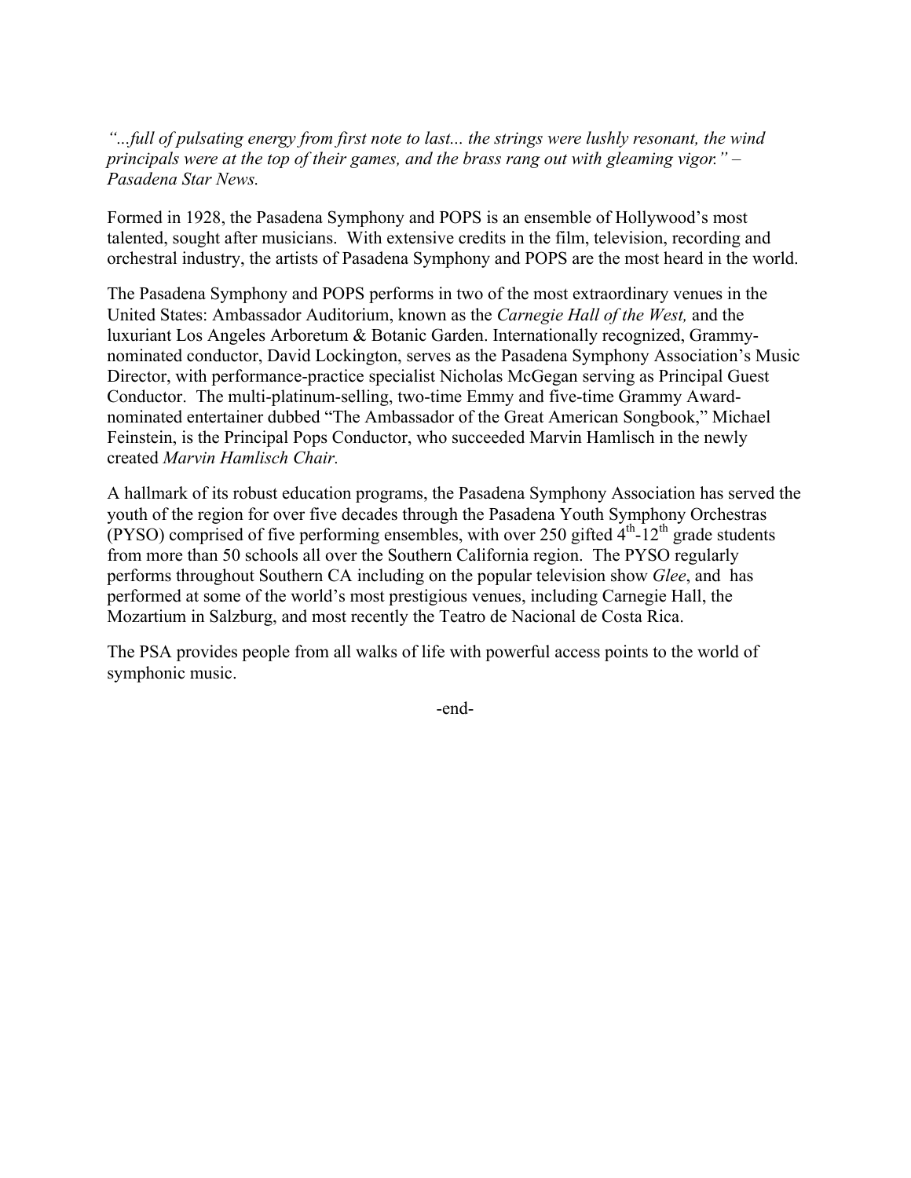*"...full of pulsating energy from first note to last... the strings were lushly resonant, the wind principals were at the top of their games, and the brass rang out with gleaming vigor." – Pasadena Star News.*

Formed in 1928, the Pasadena Symphony and POPS is an ensemble of Hollywood's most talented, sought after musicians. With extensive credits in the film, television, recording and orchestral industry, the artists of Pasadena Symphony and POPS are the most heard in the world.

The Pasadena Symphony and POPS performs in two of the most extraordinary venues in the United States: Ambassador Auditorium, known as the *Carnegie Hall of the West,* and the luxuriant Los Angeles Arboretum & Botanic Garden. Internationally recognized, Grammy-nominated conductor, David Lockington, serves as the Pasadena Symphony Association's Music Director, with performance-practice specialist Nicholas McGegan serving as Principal Guest Conductor. The multi-platinum-selling, two-time Emmy and five-time Grammy Award-nominated entertainer dubbed "The Ambassador of the Great American Songbook," Michael Feinstein, is the Principal Pops Conductor, who succeeded Marvin Hamlisch in the newly created *Marvin Hamlisch Chair.*

A hallmark of its robust education programs, the Pasadena Symphony Association has served the youth of the region for over five decades through the Pasadena Youth Symphony Orchestras (PYSO) comprised of five performing ensembles, with over 250 gifted 4th-12th grade students from more than 50 schools all over the Southern California region. The PYSO regularly performs throughout Southern CA including on the popular television show *Glee*, and has performed at some of the world's most prestigious venues, including Carnegie Hall, the Mozartium in Salzburg, and most recently the Teatro de Nacional de Costa Rica.

The PSA provides people from all walks of life with powerful access points to the world of symphonic music.

-end-